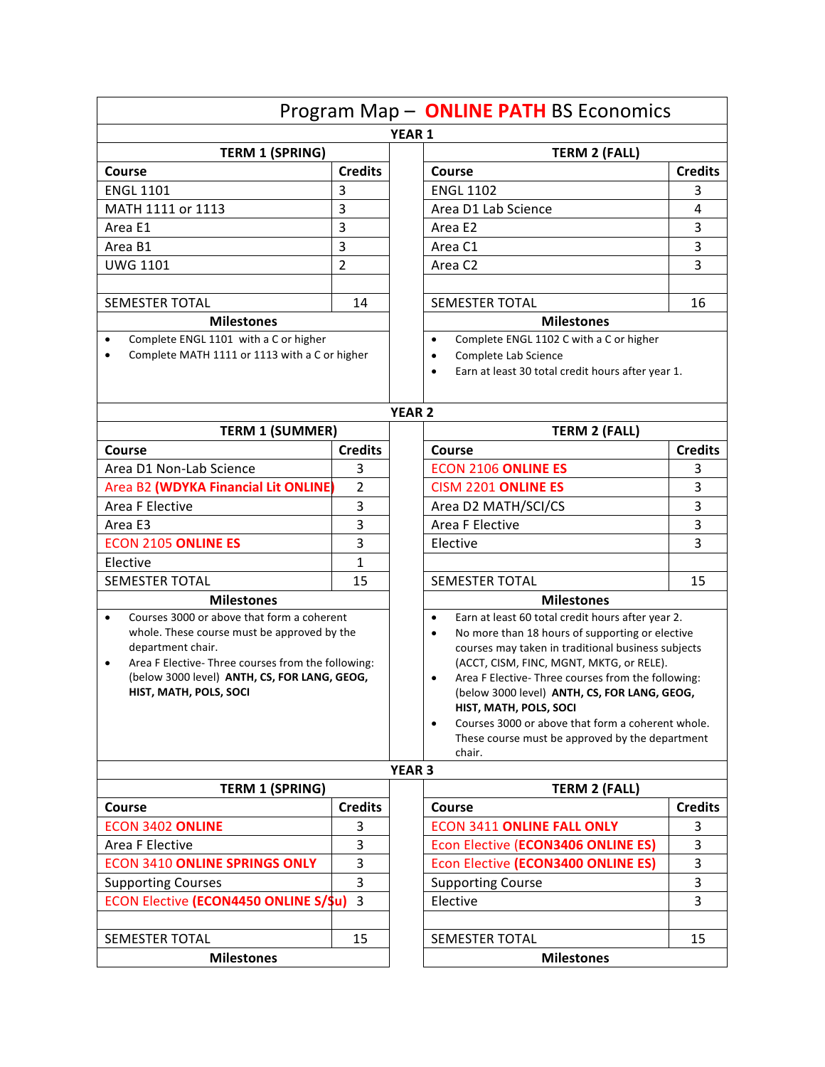# Program Map – ONLINE PATH BS Economics

## YEAR 1

| TERM 1 (SPRING) | | | TERM 2 (FALL) | |
|---|---|---|---|---|
| **Course** | **Credits** | | **Course** | **Credits** |
| ENGL 1101 | 3 | | ENGL 1102 | 3 |
| MATH 1111 or 1113 | 3 | | Area D1 Lab Science | 4 |
| Area E1 | 3 | | Area E2 | 3 |
| Area B1 | 3 | | Area C1 | 3 |
| UWG 1101 | 2 | | Area C2 | 3 |
| | | | | |
| SEMESTER TOTAL | 14 | | SEMESTER TOTAL | 16 |

**Milestones (Term 1)**

- Complete ENGL 1101 with a C or higher
- Complete MATH 1111 or 1113 with a C or higher

**Milestones (Term 2)**

- Complete ENGL 1102 C with a C or higher
- Complete Lab Science
- Earn at least 30 total credit hours after year 1.

## YEAR 2

| TERM 1 (SUMMER) | | | TERM 2 (FALL) | |
|---|---|---|---|---|
| **Course** | **Credits** | | **Course** | **Credits** |
| Area D1 Non-Lab Science | 3 | | ECON 2106 **ONLINE ES** | 3 |
| Area B2 **(WDYKA Financial Lit ONLINE)** | 2 | | CISM 2201 **ONLINE ES** | 3 |
| Area F Elective | 3 | | Area D2 MATH/SCI/CS | 3 |
| Area E3 | 3 | | Area F Elective | 3 |
| ECON 2105 **ONLINE ES** | 3 | | Elective | 3 |
| Elective | 1 | | | |
| SEMESTER TOTAL | 15 | | SEMESTER TOTAL | 15 |

**Milestones (Term 1)**

- Courses 3000 or above that form a coherent whole. These course must be approved by the department chair.
- Area F Elective- Three courses from the following: (below 3000 level) **ANTH, CS, FOR LANG, GEOG, HIST, MATH, POLS, SOCI**

**Milestones (Term 2)**

- Earn at least 60 total credit hours after year 2.
- No more than 18 hours of supporting or elective courses may taken in traditional business subjects (ACCT, CISM, FINC, MGNT, MKTG, or RELE).
- Area F Elective- Three courses from the following: (below 3000 level) **ANTH, CS, FOR LANG, GEOG, HIST, MATH, POLS, SOCI**
- Courses 3000 or above that form a coherent whole. These course must be approved by the department chair.

## YEAR 3

| TERM 1 (SPRING) | | | TERM 2 (FALL) | |
|---|---|---|---|---|
| **Course** | **Credits** | | **Course** | **Credits** |
| ECON 3402 **ONLINE** | 3 | | ECON 3411 **ONLINE FALL ONLY** | 3 |
| Area F Elective | 3 | | Econ Elective **(ECON3406 ONLINE ES)** | 3 |
| ECON 3410 **ONLINE SPRINGS ONLY** | 3 | | Econ Elective **(ECON3400 ONLINE ES)** | 3 |
| Supporting Courses | 3 | | Supporting Course | 3 |
| ECON Elective **(ECON4450 ONLINE S/Su)** | 3 | | Elective | 3 |
| | | | | |
| SEMESTER TOTAL | 15 | | SEMESTER TOTAL | 15 |

**Milestones (Term 1)**

**Milestones (Term 2)**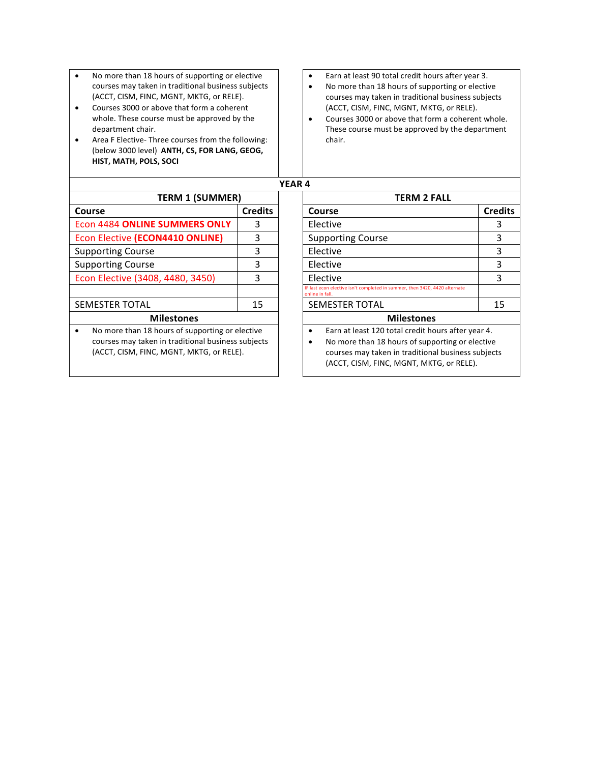- No more than 18 hours of supporting or elective courses may taken in traditional business subjects (ACCT, CISM, FINC, MGNT, MKTG, or RELE).
- Courses 3000 or above that form a coherent whole. These course must be approved by the department chair.
- Area F Elective- Three courses from the following: (below 3000 level) **ANTH, CS, FOR LANG, GEOG, HIST, MATH, POLS, SOCI**

- Earn at least 90 total credit hours after year 3.
- No more than 18 hours of supporting or elective courses may taken in traditional business subjects (ACCT, CISM, FINC, MGNT, MKTG, or RELE).
- Courses 3000 or above that form a coherent whole. These course must be approved by the department chair.

## YEAR 4

### TERM 1 (SUMMER)

| Course | Credits |
|---|---|
| Econ 4484 **ONLINE SUMMERS ONLY** | 3 |
| Econ Elective **(ECON4410 ONLINE)** | 3 |
| Supporting Course | 3 |
| Supporting Course | 3 |
| Econ Elective (3408, 4480, 3450) | 3 |
| | |
| SEMESTER TOTAL | 15 |

**Milestones**

- No more than 18 hours of supporting or elective courses may taken in traditional business subjects (ACCT, CISM, FINC, MGNT, MKTG, or RELE).

### TERM 2 FALL

| Course | Credits |
|---|---|
| Elective | 3 |
| Supporting Course | 3 |
| Elective | 3 |
| Elective | 3 |
| Elective | 3 |
| IF last econ elective isn't completed in summer, then 3420, 4420 alternate online in fall. | |
| SEMESTER TOTAL | 15 |

**Milestones**

- Earn at least 120 total credit hours after year 4.
- No more than 18 hours of supporting or elective courses may taken in traditional business subjects (ACCT, CISM, FINC, MGNT, MKTG, or RELE).